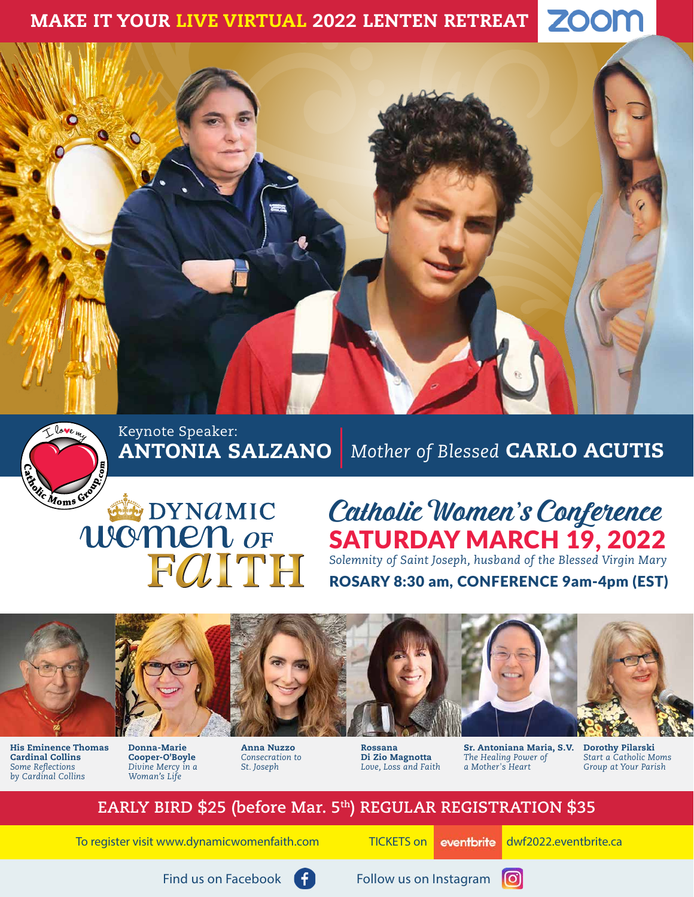**MAKE IT YOUR LIVE VIRTUAL 2022 LENTEN RETREAT** ZOOM

Keynote Speaker:
**ANTONIA SALZANO** | *Mother of Blessed* **CARLO ACUTIS**

I love my CatholicMomsGroup.com

# DYNAMIC women OF FAITH

## Catholic Women's Conference

## SATURDAY MARCH 19, 2022

*Solemnity of Saint Joseph, husband of the Blessed Virgin Mary*

**ROSARY 8:30 am, CONFERENCE 9am-4pm (EST)**

**His Eminence Thomas Cardinal Collins**
*Some Reflections by Cardinal Collins*

**Donna-Marie Cooper-O'Boyle**
*Divine Mercy in a Woman's Life*

**Anna Nuzzo**
*Consecration to St. Joseph*

**Rossana Di Zio Magnotta**
*Love, Loss and Faith*

**Sr. Antoniana Maria, S.V.**
*The Healing Power of a Mother's Heart*

**Dorothy Pilarski**
*Start a Catholic Moms Group at Your Parish*

**EARLY BIRD $25 (before Mar. 5th) REGULAR REGISTRATION $35**

To register visit www.dynamicwomenfaith.com

TICKETS on eventbrite dwf2022.eventbrite.ca

Find us on Facebook

Follow us on Instagram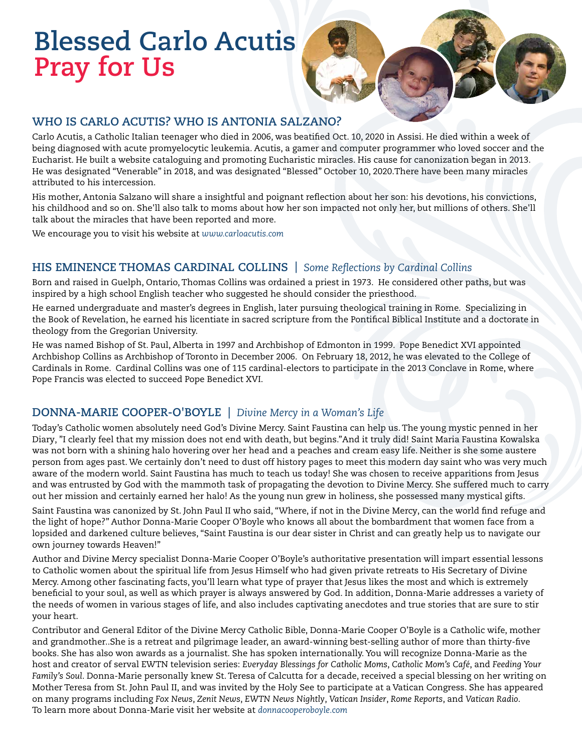# Blessed Carlo Acutis
# Pray for Us

## WHO IS CARLO ACUTIS? WHO IS ANTONIA SALZANO?

Carlo Acutis, a Catholic Italian teenager who died in 2006, was beatified Oct. 10, 2020 in Assisi. He died within a week of being diagnosed with acute promyelocytic leukemia. Acutis, a gamer and computer programmer who loved soccer and the Eucharist. He built a website cataloguing and promoting Eucharistic miracles. His cause for canonization began in 2013. He was designated "Venerable" in 2018, and was designated "Blessed" October 10, 2020.There have been many miracles attributed to his intercession.

His mother, Antonia Salzano will share a insightful and poignant reflection about her son: his devotions, his convictions, his childhood and so on. She'll also talk to moms about how her son impacted not only her, but millions of others. She'll talk about the miracles that have been reported and more.

We encourage you to visit his website at *www.carloacutis.com*

## HIS EMINENCE THOMAS CARDINAL COLLINS | *Some Reflections by Cardinal Collins*

Born and raised in Guelph, Ontario, Thomas Collins was ordained a priest in 1973. He considered other paths, but was inspired by a high school English teacher who suggested he should consider the priesthood.

He earned undergraduate and master's degrees in English, later pursuing theological training in Rome. Specializing in the Book of Revelation, he earned his licentiate in sacred scripture from the Pontifical Biblical Institute and a doctorate in theology from the Gregorian University.

He was named Bishop of St. Paul, Alberta in 1997 and Archbishop of Edmonton in 1999. Pope Benedict XVI appointed Archbishop Collins as Archbishop of Toronto in December 2006. On February 18, 2012, he was elevated to the College of Cardinals in Rome. Cardinal Collins was one of 115 cardinal-electors to participate in the 2013 Conclave in Rome, where Pope Francis was elected to succeed Pope Benedict XVI.

## DONNA-MARIE COOPER-O'BOYLE | *Divine Mercy in a Woman's Life*

Today's Catholic women absolutely need God's Divine Mercy. Saint Faustina can help us. The young mystic penned in her Diary, "I clearly feel that my mission does not end with death, but begins."And it truly did! Saint Maria Faustina Kowalska was not born with a shining halo hovering over her head and a peaches and cream easy life. Neither is she some austere person from ages past. We certainly don't need to dust off history pages to meet this modern day saint who was very much aware of the modern world. Saint Faustina has much to teach us today! She was chosen to receive apparitions from Jesus and was entrusted by God with the mammoth task of propagating the devotion to Divine Mercy. She suffered much to carry out her mission and certainly earned her halo! As the young nun grew in holiness, she possessed many mystical gifts.

Saint Faustina was canonized by St. John Paul II who said, "Where, if not in the Divine Mercy, can the world find refuge and the light of hope?" Author Donna-Marie Cooper O'Boyle who knows all about the bombardment that women face from a lopsided and darkened culture believes, "Saint Faustina is our dear sister in Christ and can greatly help us to navigate our own journey towards Heaven!"

Author and Divine Mercy specialist Donna-Marie Cooper O'Boyle's authoritative presentation will impart essential lessons to Catholic women about the spiritual life from Jesus Himself who had given private retreats to His Secretary of Divine Mercy. Among other fascinating facts, you'll learn what type of prayer that Jesus likes the most and which is extremely beneficial to your soul, as well as which prayer is always answered by God. In addition, Donna-Marie addresses a variety of the needs of women in various stages of life, and also includes captivating anecdotes and true stories that are sure to stir your heart.

Contributor and General Editor of the Divine Mercy Catholic Bible, Donna-Marie Cooper O'Boyle is a Catholic wife, mother and grandmother..She is a retreat and pilgrimage leader, an award-winning best-selling author of more than thirty-five books. She has also won awards as a journalist. She has spoken internationally. You will recognize Donna-Marie as the host and creator of serval EWTN television series: *Everyday Blessings for Catholic Moms*, *Catholic Mom's Café*, and *Feeding Your Family's Soul*. Donna-Marie personally knew St. Teresa of Calcutta for a decade, received a special blessing on her writing on Mother Teresa from St. John Paul II, and was invited by the Holy See to participate at a Vatican Congress. She has appeared on many programs including *Fox News*, *Zenit News*, *EWTN News Nightly*, *Vatican Insider*, *Rome Reports*, and *Vatican Radio*. To learn more about Donna-Marie visit her website at *donnacooperoboyle.com*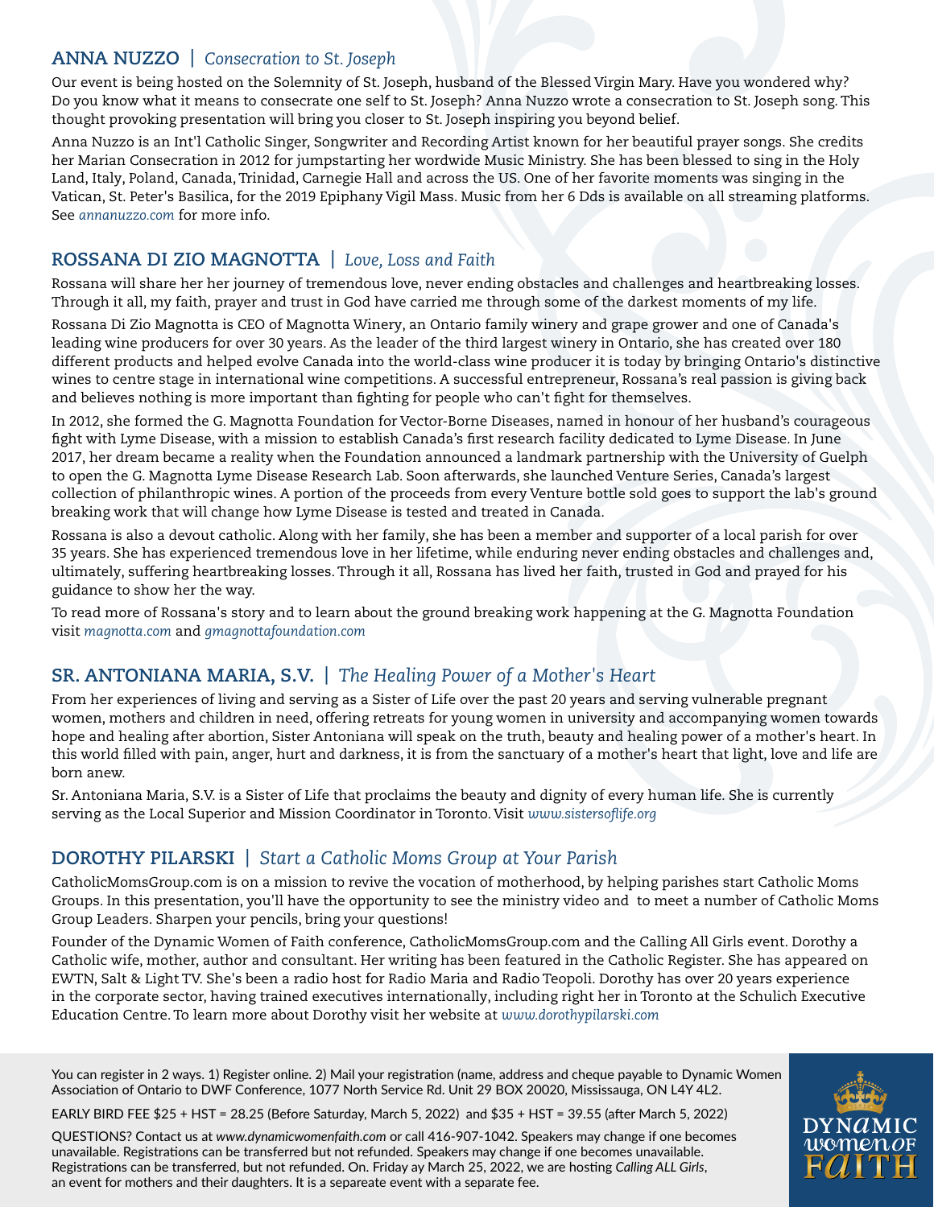## ANNA NUZZO | *Consecration to St. Joseph*

Our event is being hosted on the Solemnity of St. Joseph, husband of the Blessed Virgin Mary. Have you wondered why? Do you know what it means to consecrate one self to St. Joseph? Anna Nuzzo wrote a consecration to St. Joseph song. This thought provoking presentation will bring you closer to St. Joseph inspiring you beyond belief.

Anna Nuzzo is an Int'l Catholic Singer, Songwriter and Recording Artist known for her beautiful prayer songs. She credits her Marian Consecration in 2012 for jumpstarting her wordwide Music Ministry. She has been blessed to sing in the Holy Land, Italy, Poland, Canada, Trinidad, Carnegie Hall and across the US. One of her favorite moments was singing in the Vatican, St. Peter's Basilica, for the 2019 Epiphany Vigil Mass. Music from her 6 Dds is available on all streaming platforms. See *annanuzzo.com* for more info.

## ROSSANA DI ZIO MAGNOTTA | *Love, Loss and Faith*

Rossana will share her her journey of tremendous love, never ending obstacles and challenges and heartbreaking losses. Through it all, my faith, prayer and trust in God have carried me through some of the darkest moments of my life.

Rossana Di Zio Magnotta is CEO of Magnotta Winery, an Ontario family winery and grape grower and one of Canada's leading wine producers for over 30 years. As the leader of the third largest winery in Ontario, she has created over 180 different products and helped evolve Canada into the world-class wine producer it is today by bringing Ontario's distinctive wines to centre stage in international wine competitions. A successful entrepreneur, Rossana's real passion is giving back and believes nothing is more important than fighting for people who can't fight for themselves.

In 2012, she formed the G. Magnotta Foundation for Vector-Borne Diseases, named in honour of her husband's courageous fight with Lyme Disease, with a mission to establish Canada's first research facility dedicated to Lyme Disease. In June 2017, her dream became a reality when the Foundation announced a landmark partnership with the University of Guelph to open the G. Magnotta Lyme Disease Research Lab. Soon afterwards, she launched Venture Series, Canada's largest collection of philanthropic wines. A portion of the proceeds from every Venture bottle sold goes to support the lab's ground breaking work that will change how Lyme Disease is tested and treated in Canada.

Rossana is also a devout catholic. Along with her family, she has been a member and supporter of a local parish for over 35 years. She has experienced tremendous love in her lifetime, while enduring never ending obstacles and challenges and, ultimately, suffering heartbreaking losses. Through it all, Rossana has lived her faith, trusted in God and prayed for his guidance to show her the way.

To read more of Rossana's story and to learn about the ground breaking work happening at the G. Magnotta Foundation visit *magnotta.com* and *gmagnottafoundation.com*

## SR. ANTONIANA MARIA, S.V. | *The Healing Power of a Mother's Heart*

From her experiences of living and serving as a Sister of Life over the past 20 years and serving vulnerable pregnant women, mothers and children in need, offering retreats for young women in university and accompanying women towards hope and healing after abortion, Sister Antoniana will speak on the truth, beauty and healing power of a mother's heart. In this world filled with pain, anger, hurt and darkness, it is from the sanctuary of a mother's heart that light, love and life are born anew.

Sr. Antoniana Maria, S.V. is a Sister of Life that proclaims the beauty and dignity of every human life. She is currently serving as the Local Superior and Mission Coordinator in Toronto. Visit *www.sistersoflife.org*

## DOROTHY PILARSKI | *Start a Catholic Moms Group at Your Parish*

CatholicMomsGroup.com is on a mission to revive the vocation of motherhood, by helping parishes start Catholic Moms Groups. In this presentation, you'll have the opportunity to see the ministry video and to meet a number of Catholic Moms Group Leaders. Sharpen your pencils, bring your questions!

Founder of the Dynamic Women of Faith conference, CatholicMomsGroup.com and the Calling All Girls event. Dorothy a Catholic wife, mother, author and consultant. Her writing has been featured in the Catholic Register. She has appeared on EWTN, Salt & Light TV. She's been a radio host for Radio Maria and Radio Teopoli. Dorothy has over 20 years experience in the corporate sector, having trained executives internationally, including right her in Toronto at the Schulich Executive Education Centre. To learn more about Dorothy visit her website at *www.dorothypilarski.com*

---

You can register in 2 ways. 1) Register online. 2) Mail your registration (name, address and cheque payable to Dynamic Women Association of Ontario to DWF Conference, 1077 North Service Rd. Unit 29 BOX 20020, Mississauga, ON L4Y 4L2.

EARLY BIRD FEE $25 + HST = 28.25 (Before Saturday, March 5, 2022) and $35 + HST = 39.55 (after March 5, 2022)

QUESTIONS? Contact us at *www.dynamicwomenfaith.com* or call 416-907-1042. Speakers may change if one becomes unavailable. Registrations can be transferred but not refunded. Speakers may change if one becomes unavailable. Registrations can be transferred, but not refunded. On. Friday ay March 25, 2022, we are hosting *Calling ALL Girls*, an event for mothers and their daughters. It is a separeate event with a separate fee.

DYNAMIC women OF FAITH